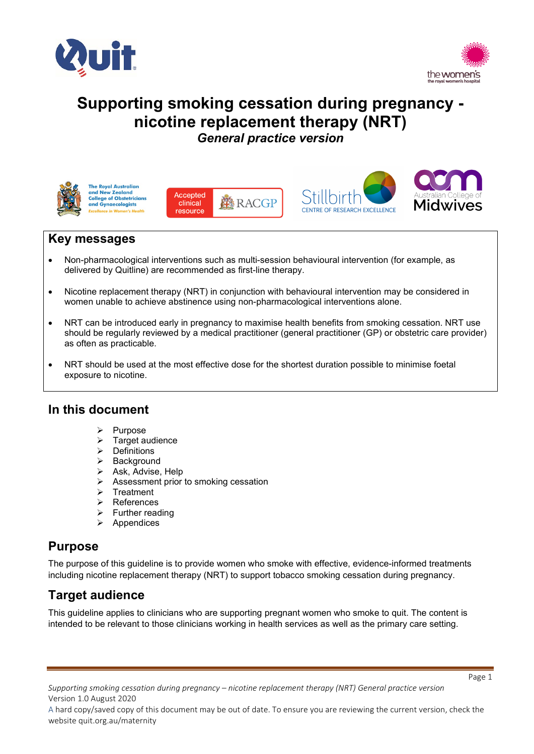# Supporting smoking cessation during pregnancy - nicotine replacement therapy (NRT)

***General practice version***

## Key messages

- Non-pharmacological interventions such as multi-session behavioural intervention (for example, as delivered by Quitline) are recommended as first-line therapy.
- Nicotine replacement therapy (NRT) in conjunction with behavioural intervention may be considered in women unable to achieve abstinence using non-pharmacological interventions alone.
- NRT can be introduced early in pregnancy to maximise health benefits from smoking cessation. NRT use should be regularly reviewed by a medical practitioner (general practitioner (GP) or obstetric care provider) as often as practicable.
- NRT should be used at the most effective dose for the shortest duration possible to minimise foetal exposure to nicotine.

## In this document

- Purpose
- Target audience
- Definitions
- Background
- Ask, Advise, Help
- Assessment prior to smoking cessation
- Treatment
- References
- Further reading
- Appendices

## Purpose

The purpose of this guideline is to provide women who smoke with effective, evidence-informed treatments including nicotine replacement therapy (NRT) to support tobacco smoking cessation during pregnancy.

## Target audience

This guideline applies to clinicians who are supporting pregnant women who smoke to quit. The content is intended to be relevant to those clinicians working in health services as well as the primary care setting.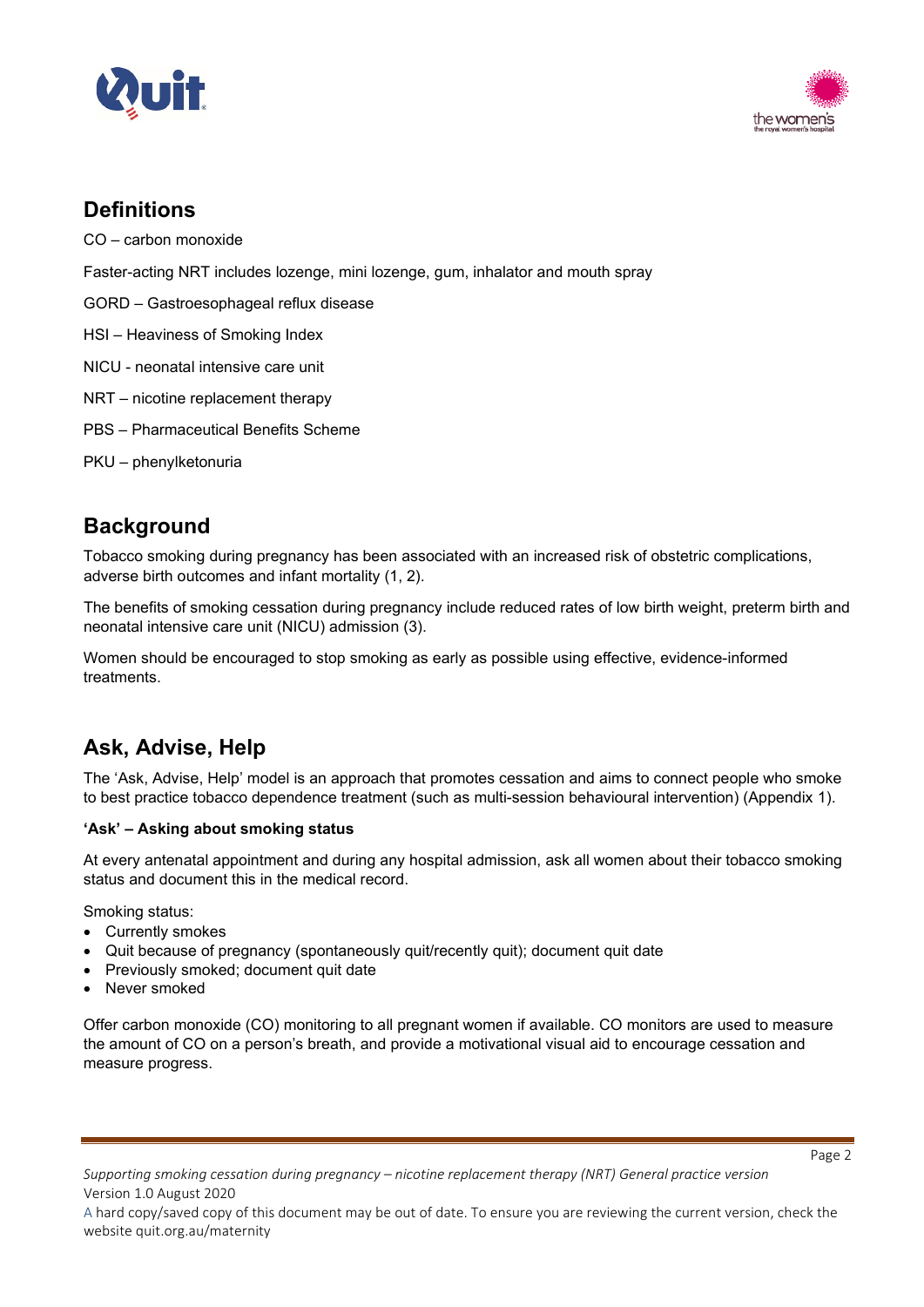## Definitions

CO – carbon monoxide

Faster-acting NRT includes lozenge, mini lozenge, gum, inhalator and mouth spray

GORD – Gastroesophageal reflux disease

HSI – Heaviness of Smoking Index

NICU - neonatal intensive care unit

NRT – nicotine replacement therapy

PBS – Pharmaceutical Benefits Scheme

PKU – phenylketonuria

## Background

Tobacco smoking during pregnancy has been associated with an increased risk of obstetric complications, adverse birth outcomes and infant mortality (1, 2).

The benefits of smoking cessation during pregnancy include reduced rates of low birth weight, preterm birth and neonatal intensive care unit (NICU) admission (3).

Women should be encouraged to stop smoking as early as possible using effective, evidence-informed treatments.

## Ask, Advise, Help

The 'Ask, Advise, Help' model is an approach that promotes cessation and aims to connect people who smoke to best practice tobacco dependence treatment (such as multi-session behavioural intervention) (Appendix 1).

**'Ask' – Asking about smoking status**

At every antenatal appointment and during any hospital admission, ask all women about their tobacco smoking status and document this in the medical record.

Smoking status:

- Currently smokes
- Quit because of pregnancy (spontaneously quit/recently quit); document quit date
- Previously smoked; document quit date
- Never smoked

Offer carbon monoxide (CO) monitoring to all pregnant women if available. CO monitors are used to measure the amount of CO on a person's breath, and provide a motivational visual aid to encourage cessation and measure progress.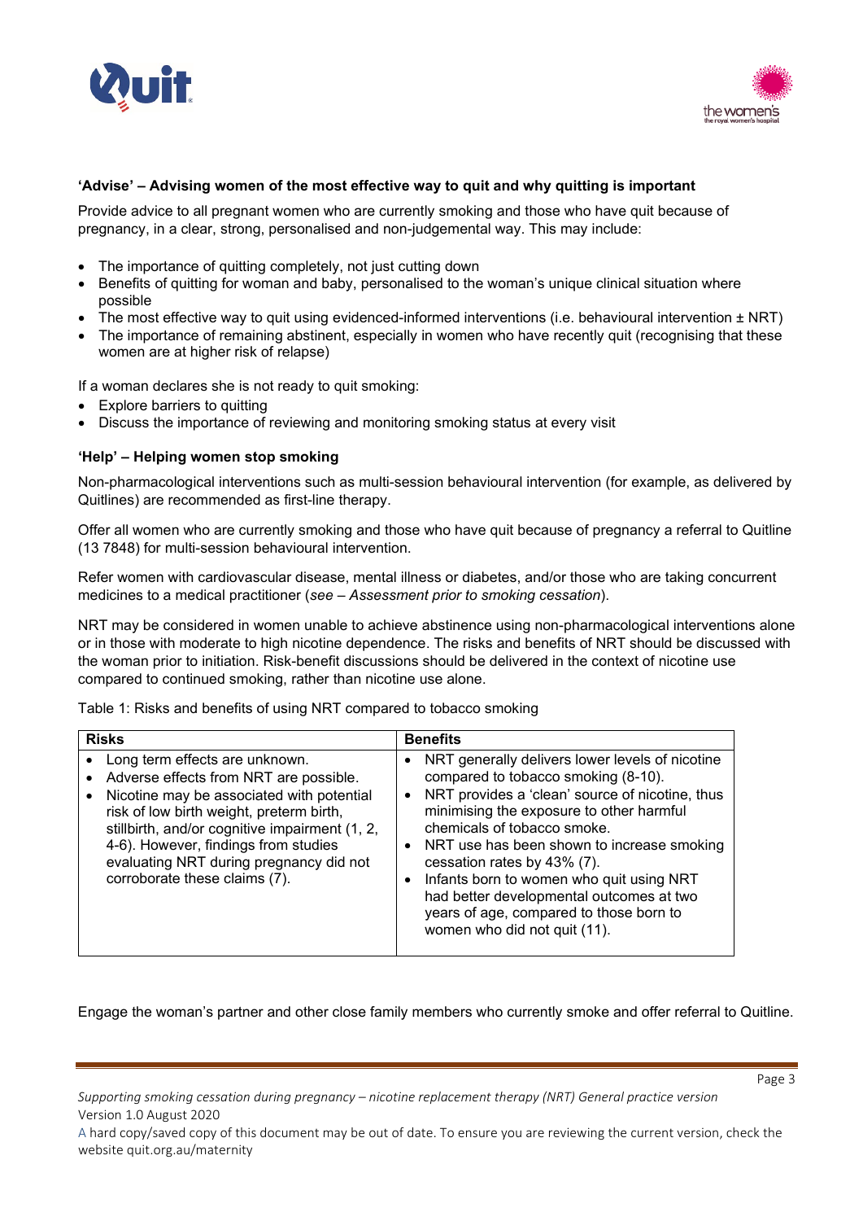**'Advise' – Advising women of the most effective way to quit and why quitting is important**

Provide advice to all pregnant women who are currently smoking and those who have quit because of pregnancy, in a clear, strong, personalised and non-judgemental way. This may include:

- The importance of quitting completely, not just cutting down
- Benefits of quitting for woman and baby, personalised to the woman's unique clinical situation where possible
- The most effective way to quit using evidenced-informed interventions (i.e. behavioural intervention ± NRT)
- The importance of remaining abstinent, especially in women who have recently quit (recognising that these women are at higher risk of relapse)

If a woman declares she is not ready to quit smoking:

- Explore barriers to quitting
- Discuss the importance of reviewing and monitoring smoking status at every visit

**'Help' – Helping women stop smoking**

Non-pharmacological interventions such as multi-session behavioural intervention (for example, as delivered by Quitlines) are recommended as first-line therapy.

Offer all women who are currently smoking and those who have quit because of pregnancy a referral to Quitline (13 7848) for multi-session behavioural intervention.

Refer women with cardiovascular disease, mental illness or diabetes, and/or those who are taking concurrent medicines to a medical practitioner (*see – Assessment prior to smoking cessation*).

NRT may be considered in women unable to achieve abstinence using non-pharmacological interventions alone or in those with moderate to high nicotine dependence. The risks and benefits of NRT should be discussed with the woman prior to initiation. Risk-benefit discussions should be delivered in the context of nicotine use compared to continued smoking, rather than nicotine use alone.

Table 1: Risks and benefits of using NRT compared to tobacco smoking

| Risks | Benefits |
| --- | --- |
| • Long term effects are unknown.<br>• Adverse effects from NRT are possible.<br>• Nicotine may be associated with potential risk of low birth weight, preterm birth, stillbirth, and/or cognitive impairment (1, 2, 4-6). However, findings from studies evaluating NRT during pregnancy did not corroborate these claims (7). | • NRT generally delivers lower levels of nicotine compared to tobacco smoking (8-10).<br>• NRT provides a 'clean' source of nicotine, thus minimising the exposure to other harmful chemicals of tobacco smoke.<br>• NRT use has been shown to increase smoking cessation rates by 43% (7).<br>• Infants born to women who quit using NRT had better developmental outcomes at two years of age, compared to those born to women who did not quit (11). |

Engage the woman's partner and other close family members who currently smoke and offer referral to Quitline.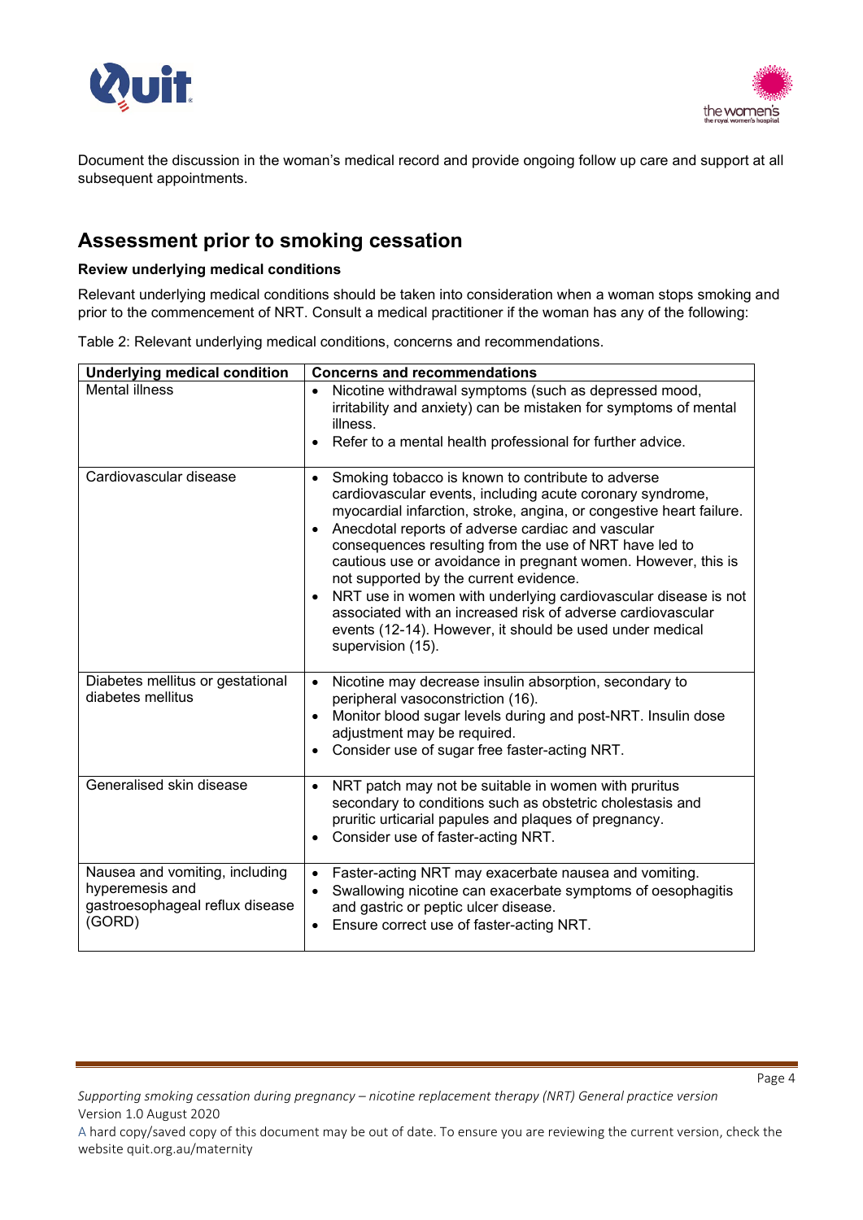Document the discussion in the woman's medical record and provide ongoing follow up care and support at all subsequent appointments.

## Assessment prior to smoking cessation

**Review underlying medical conditions**

Relevant underlying medical conditions should be taken into consideration when a woman stops smoking and prior to the commencement of NRT. Consult a medical practitioner if the woman has any of the following:

Table 2: Relevant underlying medical conditions, concerns and recommendations.

| Underlying medical condition | Concerns and recommendations |
|---|---|
| Mental illness | • Nicotine withdrawal symptoms (such as depressed mood, irritability and anxiety) can be mistaken for symptoms of mental illness.<br>• Refer to a mental health professional for further advice. |
| Cardiovascular disease | • Smoking tobacco is known to contribute to adverse cardiovascular events, including acute coronary syndrome, myocardial infarction, stroke, angina, or congestive heart failure.<br>• Anecdotal reports of adverse cardiac and vascular consequences resulting from the use of NRT have led to cautious use or avoidance in pregnant women. However, this is not supported by the current evidence.<br>• NRT use in women with underlying cardiovascular disease is not associated with an increased risk of adverse cardiovascular events (12-14). However, it should be used under medical supervision (15). |
| Diabetes mellitus or gestational diabetes mellitus | • Nicotine may decrease insulin absorption, secondary to peripheral vasoconstriction (16).<br>• Monitor blood sugar levels during and post-NRT. Insulin dose adjustment may be required.<br>• Consider use of sugar free faster-acting NRT. |
| Generalised skin disease | • NRT patch may not be suitable in women with pruritus secondary to conditions such as obstetric cholestasis and pruritic urticarial papules and plaques of pregnancy.<br>• Consider use of faster-acting NRT. |
| Nausea and vomiting, including hyperemesis and gastroesophageal reflux disease (GORD) | • Faster-acting NRT may exacerbate nausea and vomiting.<br>• Swallowing nicotine can exacerbate symptoms of oesophagitis and gastric or peptic ulcer disease.<br>• Ensure correct use of faster-acting NRT. |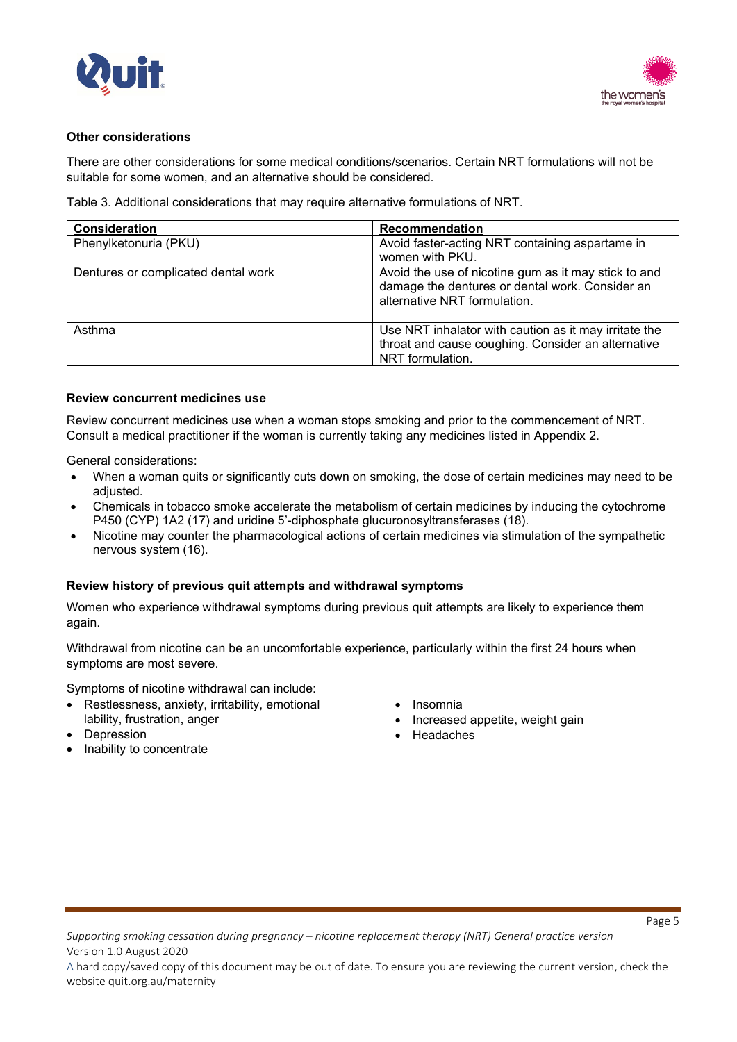**Other considerations**

There are other considerations for some medical conditions/scenarios. Certain NRT formulations will not be suitable for some women, and an alternative should be considered.

Table 3. Additional considerations that may require alternative formulations of NRT.

| Consideration | Recommendation |
|---|---|
| Phenylketonuria (PKU) | Avoid faster-acting NRT containing aspartame in women with PKU. |
| Dentures or complicated dental work | Avoid the use of nicotine gum as it may stick to and damage the dentures or dental work. Consider an alternative NRT formulation. |
| Asthma | Use NRT inhalator with caution as it may irritate the throat and cause coughing. Consider an alternative NRT formulation. |

**Review concurrent medicines use**

Review concurrent medicines use when a woman stops smoking and prior to the commencement of NRT. Consult a medical practitioner if the woman is currently taking any medicines listed in Appendix 2.

General considerations:

- When a woman quits or significantly cuts down on smoking, the dose of certain medicines may need to be adjusted.
- Chemicals in tobacco smoke accelerate the metabolism of certain medicines by inducing the cytochrome P450 (CYP) 1A2 (17) and uridine 5'-diphosphate glucuronosyltransferases (18).
- Nicotine may counter the pharmacological actions of certain medicines via stimulation of the sympathetic nervous system (16).

**Review history of previous quit attempts and withdrawal symptoms**

Women who experience withdrawal symptoms during previous quit attempts are likely to experience them again.

Withdrawal from nicotine can be an uncomfortable experience, particularly within the first 24 hours when symptoms are most severe.

Symptoms of nicotine withdrawal can include:

- Restlessness, anxiety, irritability, emotional lability, frustration, anger
- Depression
- Inability to concentrate
- Insomnia
- Increased appetite, weight gain
- Headaches

*Supporting smoking cessation during pregnancy – nicotine replacement therapy (NRT) General practice version*
Version 1.0 August 2020
A hard copy/saved copy of this document may be out of date. To ensure you are reviewing the current version, check the website quit.org.au/maternity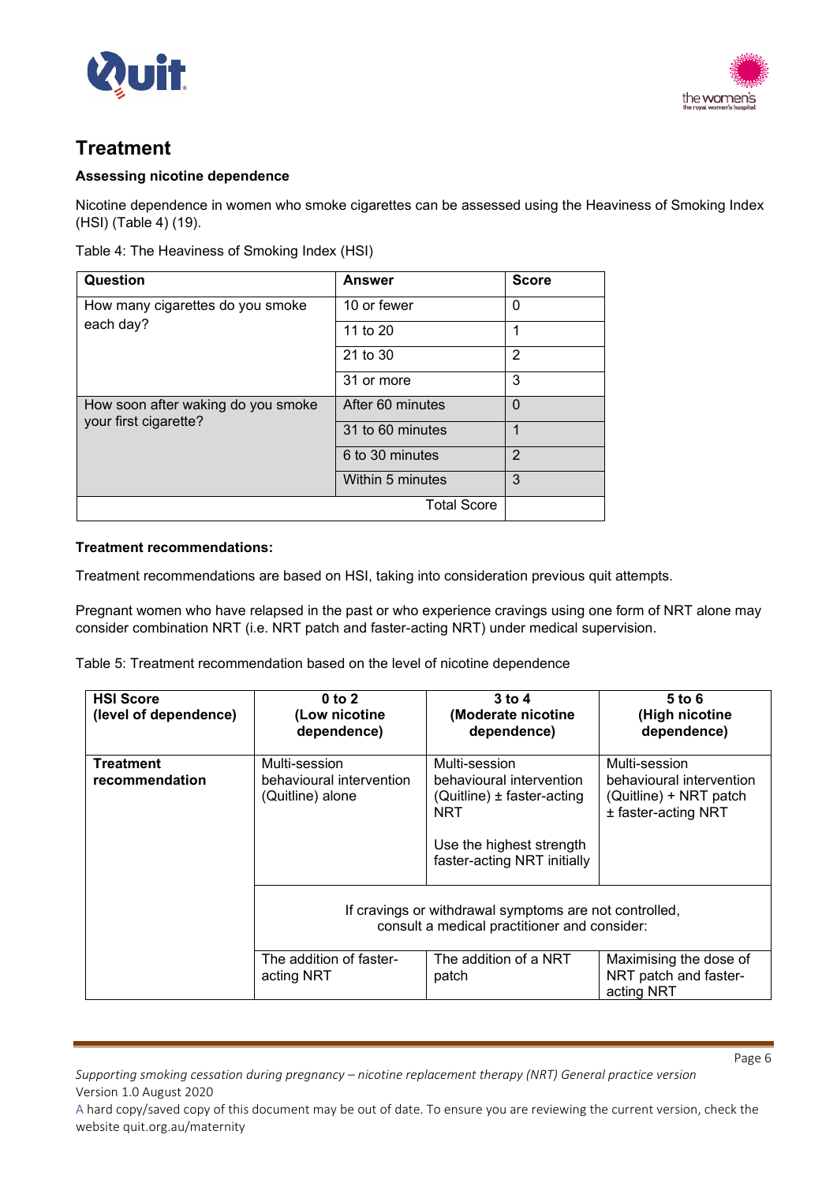## Treatment

### Assessing nicotine dependence

Nicotine dependence in women who smoke cigarettes can be assessed using the Heaviness of Smoking Index (HSI) (Table 4) (19).

Table 4: The Heaviness of Smoking Index (HSI)

| Question | Answer | Score |
|---|---|---|
| How many cigarettes do you smoke each day? | 10 or fewer | 0 |
| | 11 to 20 | 1 |
| | 21 to 30 | 2 |
| | 31 or more | 3 |
| How soon after waking do you smoke your first cigarette? | After 60 minutes | 0 |
| | 31 to 60 minutes | 1 |
| | 6 to 30 minutes | 2 |
| | Within 5 minutes | 3 |
| | Total Score | |

### Treatment recommendations:

Treatment recommendations are based on HSI, taking into consideration previous quit attempts.

Pregnant women who have relapsed in the past or who experience cravings using one form of NRT alone may consider combination NRT (i.e. NRT patch and faster-acting NRT) under medical supervision.

Table 5: Treatment recommendation based on the level of nicotine dependence

| HSI Score (level of dependence) | 0 to 2 (Low nicotine dependence) | 3 to 4 (Moderate nicotine dependence) | 5 to 6 (High nicotine dependence) |
|---|---|---|---|
| Treatment recommendation | Multi-session behavioural intervention (Quitline) alone | Multi-session behavioural intervention (Quitline) ± faster-acting NRT<br><br>Use the highest strength faster-acting NRT initially | Multi-session behavioural intervention (Quitline) + NRT patch ± faster-acting NRT |
| | If cravings or withdrawal symptoms are not controlled, consult a medical practitioner and consider: | | |
| | The addition of faster-acting NRT | The addition of a NRT patch | Maximising the dose of NRT patch and faster-acting NRT |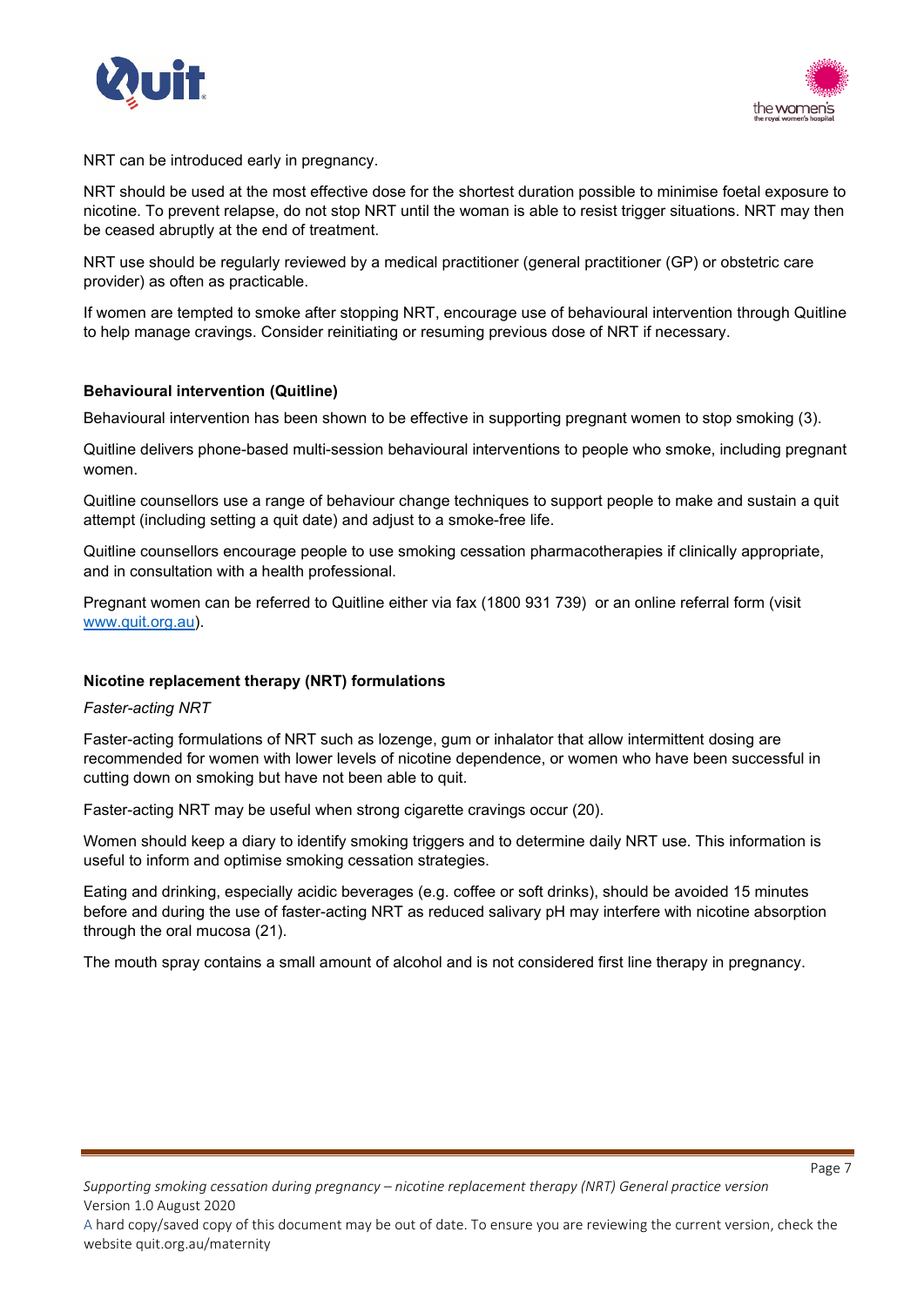NRT can be introduced early in pregnancy.

NRT should be used at the most effective dose for the shortest duration possible to minimise foetal exposure to nicotine. To prevent relapse, do not stop NRT until the woman is able to resist trigger situations. NRT may then be ceased abruptly at the end of treatment.

NRT use should be regularly reviewed by a medical practitioner (general practitioner (GP) or obstetric care provider) as often as practicable.

If women are tempted to smoke after stopping NRT, encourage use of behavioural intervention through Quitline to help manage cravings. Consider reinitiating or resuming previous dose of NRT if necessary.

**Behavioural intervention (Quitline)**

Behavioural intervention has been shown to be effective in supporting pregnant women to stop smoking (3).

Quitline delivers phone-based multi-session behavioural interventions to people who smoke, including pregnant women.

Quitline counsellors use a range of behaviour change techniques to support people to make and sustain a quit attempt (including setting a quit date) and adjust to a smoke-free life.

Quitline counsellors encourage people to use smoking cessation pharmacotherapies if clinically appropriate, and in consultation with a health professional.

Pregnant women can be referred to Quitline either via fax (1800 931 739) or an online referral form (visit [www.quit.org.au](http://www.quit.org.au)).

**Nicotine replacement therapy (NRT) formulations**

*Faster-acting NRT*

Faster-acting formulations of NRT such as lozenge, gum or inhalator that allow intermittent dosing are recommended for women with lower levels of nicotine dependence, or women who have been successful in cutting down on smoking but have not been able to quit.

Faster-acting NRT may be useful when strong cigarette cravings occur (20).

Women should keep a diary to identify smoking triggers and to determine daily NRT use. This information is useful to inform and optimise smoking cessation strategies.

Eating and drinking, especially acidic beverages (e.g. coffee or soft drinks), should be avoided 15 minutes before and during the use of faster-acting NRT as reduced salivary pH may interfere with nicotine absorption through the oral mucosa (21).

The mouth spray contains a small amount of alcohol and is not considered first line therapy in pregnancy.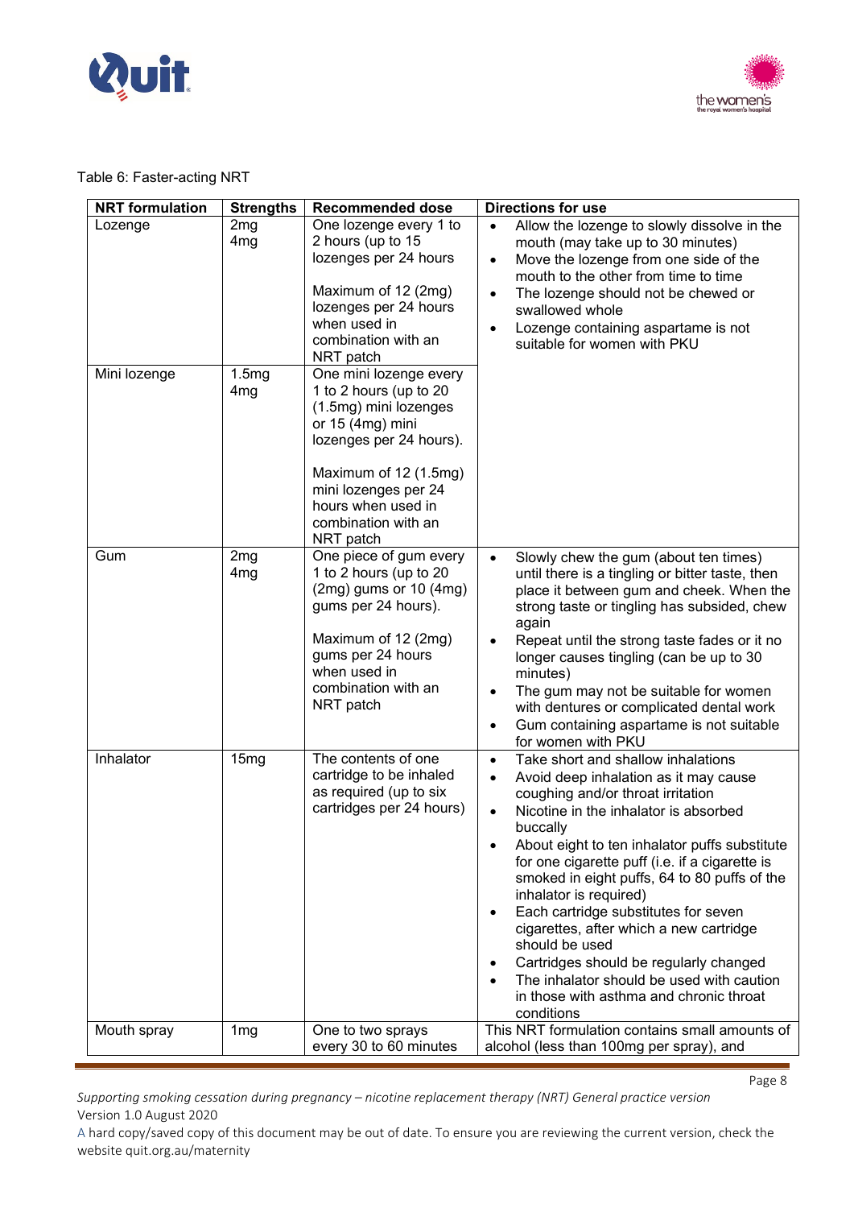Table 6: Faster-acting NRT

| NRT formulation | Strengths | Recommended dose | Directions for use |
|---|---|---|---|
| Lozenge | 2mg<br>4mg | One lozenge every 1 to 2 hours (up to 15 lozenges per 24 hours<br><br>Maximum of 12 (2mg) lozenges per 24 hours when used in combination with an NRT patch | • Allow the lozenge to slowly dissolve in the mouth (may take up to 30 minutes)<br>• Move the lozenge from one side of the mouth to the other from time to time<br>• The lozenge should not be chewed or swallowed whole<br>• Lozenge containing aspartame is not suitable for women with PKU |
| Mini lozenge | 1.5mg<br>4mg | One mini lozenge every 1 to 2 hours (up to 20 (1.5mg) mini lozenges or 15 (4mg) mini lozenges per 24 hours).<br><br>Maximum of 12 (1.5mg) mini lozenges per 24 hours when used in combination with an NRT patch | |
| Gum | 2mg<br>4mg | One piece of gum every 1 to 2 hours (up to 20 (2mg) gums or 10 (4mg) gums per 24 hours).<br><br>Maximum of 12 (2mg) gums per 24 hours when used in combination with an NRT patch | • Slowly chew the gum (about ten times) until there is a tingling or bitter taste, then place it between gum and cheek. When the strong taste or tingling has subsided, chew again<br>• Repeat until the strong taste fades or it no longer causes tingling (can be up to 30 minutes)<br>• The gum may not be suitable for women with dentures or complicated dental work<br>• Gum containing aspartame is not suitable for women with PKU |
| Inhalator | 15mg | The contents of one cartridge to be inhaled as required (up to six cartridges per 24 hours) | • Take short and shallow inhalations<br>• Avoid deep inhalation as it may cause coughing and/or throat irritation<br>• Nicotine in the inhalator is absorbed buccally<br>• About eight to ten inhalator puffs substitute for one cigarette puff (i.e. if a cigarette is smoked in eight puffs, 64 to 80 puffs of the inhalator is required)<br>• Each cartridge substitutes for seven cigarettes, after which a new cartridge should be used<br>• Cartridges should be regularly changed<br>• The inhalator should be used with caution in those with asthma and chronic throat conditions |
| Mouth spray | 1mg | One to two sprays every 30 to 60 minutes | This NRT formulation contains small amounts of alcohol (less than 100mg per spray), and |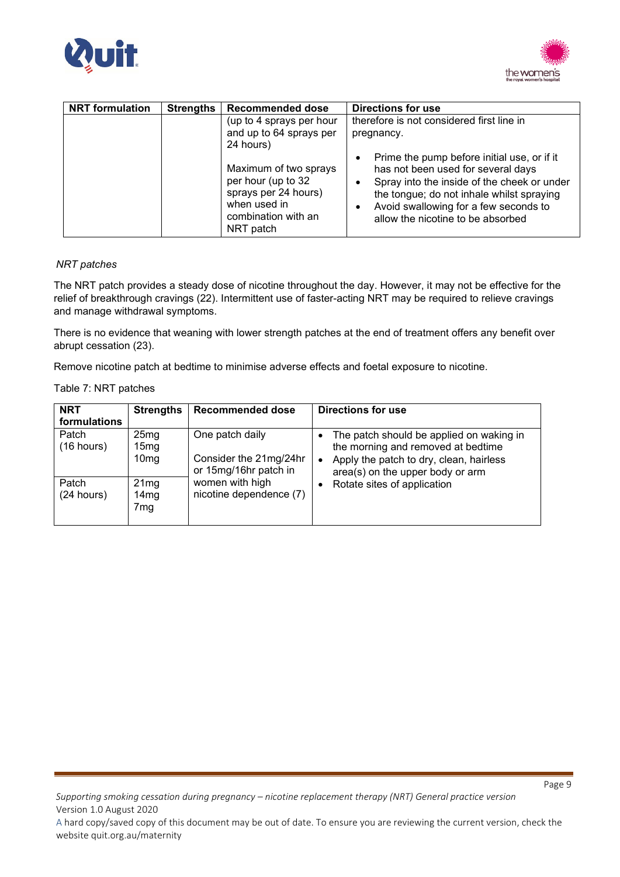| NRT formulation | Strengths | Recommended dose | Directions for use |
|---|---|---|---|
| | | (up to 4 sprays per hour and up to 64 sprays per 24 hours)<br><br>Maximum of two sprays per hour (up to 32 sprays per 24 hours) when used in combination with an NRT patch | therefore is not considered first line in pregnancy.<br><br>• Prime the pump before initial use, or if it has not been used for several days<br>• Spray into the inside of the cheek or under the tongue; do not inhale whilst spraying<br>• Avoid swallowing for a few seconds to allow the nicotine to be absorbed |

*NRT patches*

The NRT patch provides a steady dose of nicotine throughout the day. However, it may not be effective for the relief of breakthrough cravings (22). Intermittent use of faster-acting NRT may be required to relieve cravings and manage withdrawal symptoms.

There is no evidence that weaning with lower strength patches at the end of treatment offers any benefit over abrupt cessation (23).

Remove nicotine patch at bedtime to minimise adverse effects and foetal exposure to nicotine.

Table 7: NRT patches

| NRT formulations | Strengths | Recommended dose | Directions for use |
|---|---|---|---|
| Patch (16 hours) | 25mg<br>15mg<br>10mg | One patch daily<br><br>Consider the 21mg/24hr or 15mg/16hr patch in women with high nicotine dependence (7) | • The patch should be applied on waking in the morning and removed at bedtime<br>• Apply the patch to dry, clean, hairless area(s) on the upper body or arm<br>• Rotate sites of application |
| Patch (24 hours) | 21mg<br>14mg<br>7mg | | |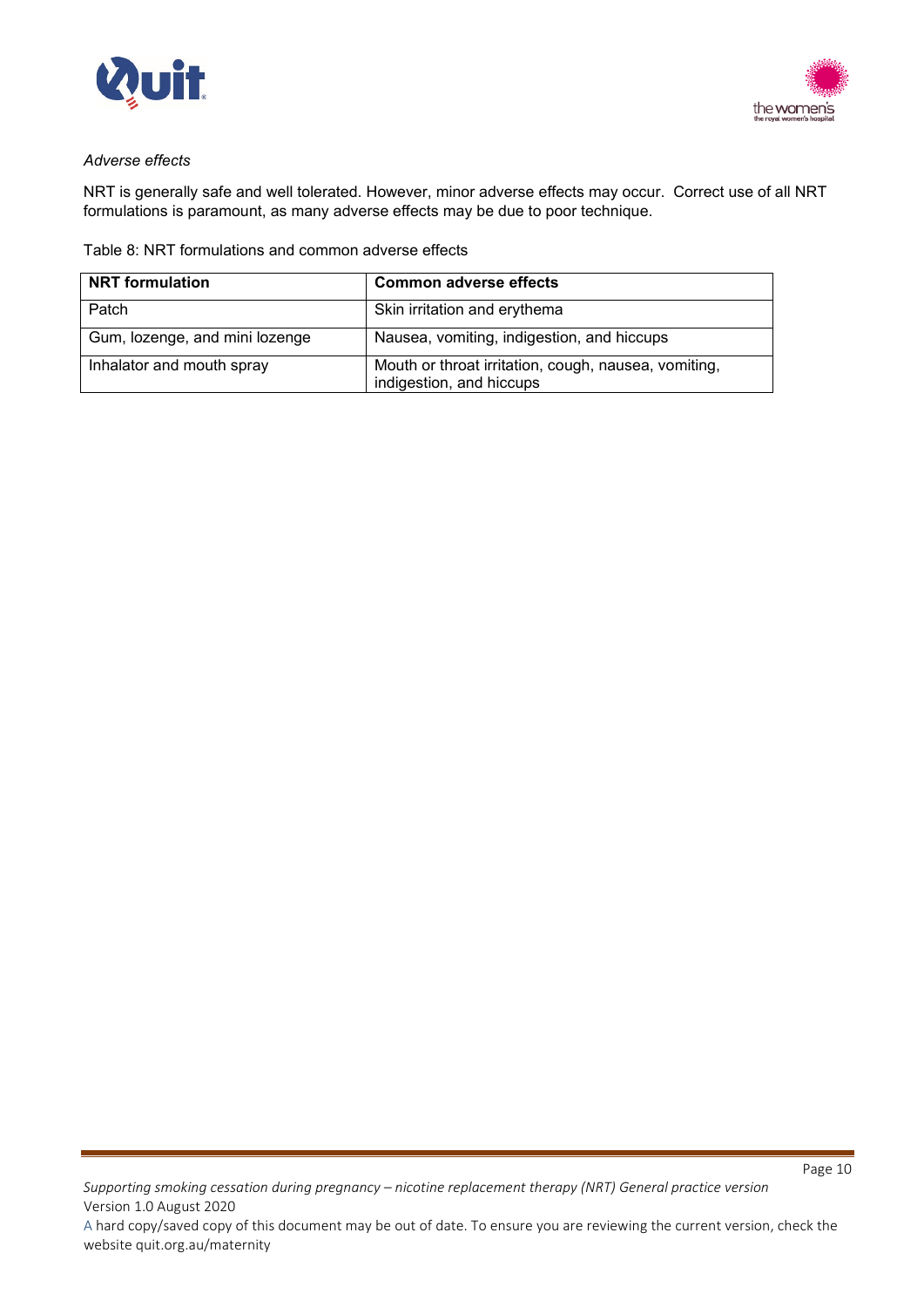*Adverse effects*

NRT is generally safe and well tolerated. However, minor adverse effects may occur. Correct use of all NRT formulations is paramount, as many adverse effects may be due to poor technique.

Table 8: NRT formulations and common adverse effects

| NRT formulation | Common adverse effects |
|---|---|
| Patch | Skin irritation and erythema |
| Gum, lozenge, and mini lozenge | Nausea, vomiting, indigestion, and hiccups |
| Inhalator and mouth spray | Mouth or throat irritation, cough, nausea, vomiting, indigestion, and hiccups |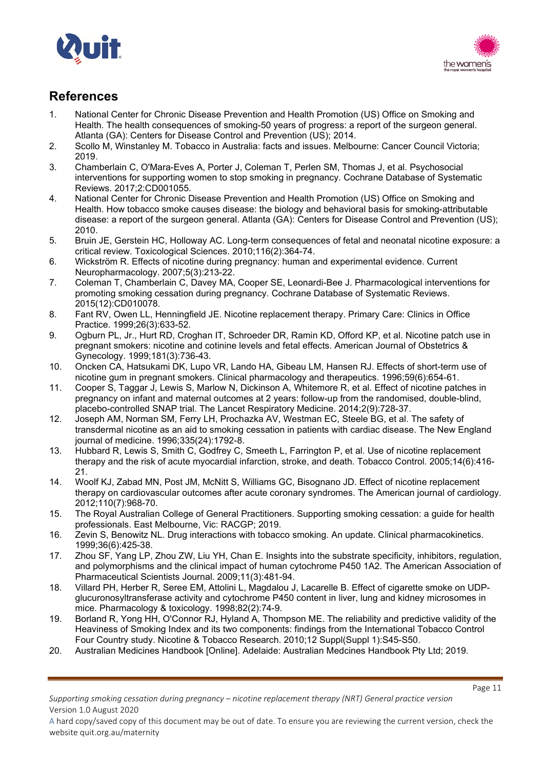## References

1. National Center for Chronic Disease Prevention and Health Promotion (US) Office on Smoking and Health. The health consequences of smoking-50 years of progress: a report of the surgeon general. Atlanta (GA): Centers for Disease Control and Prevention (US); 2014.
2. Scollo M, Winstanley M. Tobacco in Australia: facts and issues. Melbourne: Cancer Council Victoria; 2019.
3. Chamberlain C, O'Mara-Eves A, Porter J, Coleman T, Perlen SM, Thomas J, et al. Psychosocial interventions for supporting women to stop smoking in pregnancy. Cochrane Database of Systematic Reviews. 2017;2:CD001055.
4. National Center for Chronic Disease Prevention and Health Promotion (US) Office on Smoking and Health. How tobacco smoke causes disease: the biology and behavioral basis for smoking-attributable disease: a report of the surgeon general. Atlanta (GA): Centers for Disease Control and Prevention (US); 2010.
5. Bruin JE, Gerstein HC, Holloway AC. Long-term consequences of fetal and neonatal nicotine exposure: a critical review. Toxicological Sciences. 2010;116(2):364-74.
6. Wickström R. Effects of nicotine during pregnancy: human and experimental evidence. Current Neuropharmacology. 2007;5(3):213-22.
7. Coleman T, Chamberlain C, Davey MA, Cooper SE, Leonardi-Bee J. Pharmacological interventions for promoting smoking cessation during pregnancy. Cochrane Database of Systematic Reviews. 2015(12):CD010078.
8. Fant RV, Owen LL, Henningfield JE. Nicotine replacement therapy. Primary Care: Clinics in Office Practice. 1999;26(3):633-52.
9. Ogburn PL, Jr., Hurt RD, Croghan IT, Schroeder DR, Ramin KD, Offord KP, et al. Nicotine patch use in pregnant smokers: nicotine and cotinine levels and fetal effects. American Journal of Obstetrics & Gynecology. 1999;181(3):736-43.
10. Oncken CA, Hatsukami DK, Lupo VR, Lando HA, Gibeau LM, Hansen RJ. Effects of short-term use of nicotine gum in pregnant smokers. Clinical pharmacology and therapeutics. 1996;59(6):654-61.
11. Cooper S, Taggar J, Lewis S, Marlow N, Dickinson A, Whitemore R, et al. Effect of nicotine patches in pregnancy on infant and maternal outcomes at 2 years: follow-up from the randomised, double-blind, placebo-controlled SNAP trial. The Lancet Respiratory Medicine. 2014;2(9):728-37.
12. Joseph AM, Norman SM, Ferry LH, Prochazka AV, Westman EC, Steele BG, et al. The safety of transdermal nicotine as an aid to smoking cessation in patients with cardiac disease. The New England journal of medicine. 1996;335(24):1792-8.
13. Hubbard R, Lewis S, Smith C, Godfrey C, Smeeth L, Farrington P, et al. Use of nicotine replacement therapy and the risk of acute myocardial infarction, stroke, and death. Tobacco Control. 2005;14(6):416-21.
14. Woolf KJ, Zabad MN, Post JM, McNitt S, Williams GC, Bisognano JD. Effect of nicotine replacement therapy on cardiovascular outcomes after acute coronary syndromes. The American journal of cardiology. 2012;110(7):968-70.
15. The Royal Australian College of General Practitioners. Supporting smoking cessation: a guide for health professionals. East Melbourne, Vic: RACGP; 2019.
16. Zevin S, Benowitz NL. Drug interactions with tobacco smoking. An update. Clinical pharmacokinetics. 1999;36(6):425-38.
17. Zhou SF, Yang LP, Zhou ZW, Liu YH, Chan E. Insights into the substrate specificity, inhibitors, regulation, and polymorphisms and the clinical impact of human cytochrome P450 1A2. The American Association of Pharmaceutical Scientists Journal. 2009;11(3):481-94.
18. Villard PH, Herber R, Seree EM, Attolini L, Magdalou J, Lacarelle B. Effect of cigarette smoke on UDP-glucuronosyltransferase activity and cytochrome P450 content in liver, lung and kidney microsomes in mice. Pharmacology & toxicology. 1998;82(2):74-9.
19. Borland R, Yong HH, O'Connor RJ, Hyland A, Thompson ME. The reliability and predictive validity of the Heaviness of Smoking Index and its two components: findings from the International Tobacco Control Four Country study. Nicotine & Tobacco Research. 2010;12 Suppl(Suppl 1):S45-S50.
20. Australian Medicines Handbook [Online]. Adelaide: Australian Medcines Handbook Pty Ltd; 2019.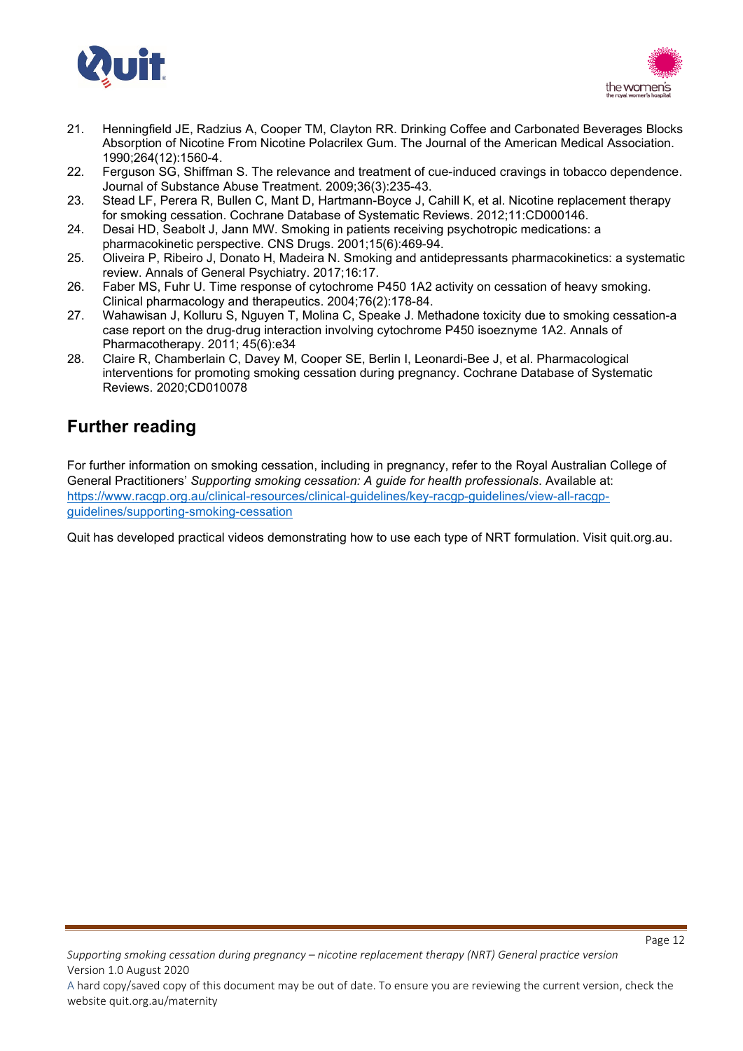21. Henningfield JE, Radzius A, Cooper TM, Clayton RR. Drinking Coffee and Carbonated Beverages Blocks Absorption of Nicotine From Nicotine Polacrilex Gum. The Journal of the American Medical Association. 1990;264(12):1560-4.
22. Ferguson SG, Shiffman S. The relevance and treatment of cue-induced cravings in tobacco dependence. Journal of Substance Abuse Treatment. 2009;36(3):235-43.
23. Stead LF, Perera R, Bullen C, Mant D, Hartmann-Boyce J, Cahill K, et al. Nicotine replacement therapy for smoking cessation. Cochrane Database of Systematic Reviews. 2012;11:CD000146.
24. Desai HD, Seabolt J, Jann MW. Smoking in patients receiving psychotropic medications: a pharmacokinetic perspective. CNS Drugs. 2001;15(6):469-94.
25. Oliveira P, Ribeiro J, Donato H, Madeira N. Smoking and antidepressants pharmacokinetics: a systematic review. Annals of General Psychiatry. 2017;16:17.
26. Faber MS, Fuhr U. Time response of cytochrome P450 1A2 activity on cessation of heavy smoking. Clinical pharmacology and therapeutics. 2004;76(2):178-84.
27. Wahawisan J, Kolluru S, Nguyen T, Molina C, Speake J. Methadone toxicity due to smoking cessation-a case report on the drug-drug interaction involving cytochrome P450 isoeznyme 1A2. Annals of Pharmacotherapy. 2011; 45(6):e34
28. Claire R, Chamberlain C, Davey M, Cooper SE, Berlin I, Leonardi-Bee J, et al. Pharmacological interventions for promoting smoking cessation during pregnancy. Cochrane Database of Systematic Reviews. 2020;CD010078

## Further reading

For further information on smoking cessation, including in pregnancy, refer to the Royal Australian College of General Practitioners' *Supporting smoking cessation: A guide for health professionals*. Available at: https://www.racgp.org.au/clinical-resources/clinical-guidelines/key-racgp-guidelines/view-all-racgp-guidelines/supporting-smoking-cessation

Quit has developed practical videos demonstrating how to use each type of NRT formulation. Visit quit.org.au.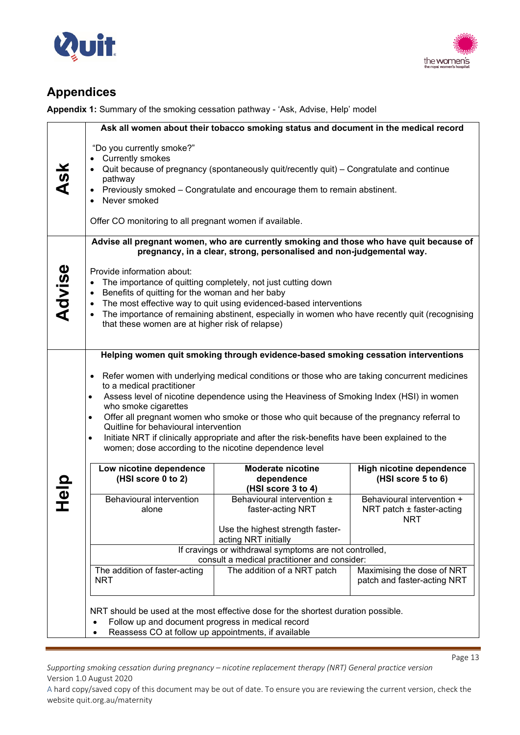## Appendices

**Appendix 1:** Summary of the smoking cessation pathway - 'Ask, Advise, Help' model

### Ask

**Ask all women about their tobacco smoking status and document in the medical record**

"Do you currently smoke?"

- Currently smokes
- Quit because of pregnancy (spontaneously quit/recently quit) – Congratulate and continue pathway
- Previously smoked – Congratulate and encourage them to remain abstinent.
- Never smoked

Offer CO monitoring to all pregnant women if available.

### Advise

**Advise all pregnant women, who are currently smoking and those who have quit because of pregnancy, in a clear, strong, personalised and non-judgemental way.**

Provide information about:

- The importance of quitting completely, not just cutting down
- Benefits of quitting for the woman and her baby
- The most effective way to quit using evidenced-based interventions
- The importance of remaining abstinent, especially in women who have recently quit (recognising that these women are at higher risk of relapse)

### Help

**Helping women quit smoking through evidence-based smoking cessation interventions**

- Refer women with underlying medical conditions or those who are taking concurrent medicines to a medical practitioner
- Assess level of nicotine dependence using the Heaviness of Smoking Index (HSI) in women who smoke cigarettes
- Offer all pregnant women who smoke or those who quit because of the pregnancy referral to Quitline for behavioural intervention
- Initiate NRT if clinically appropriate and after the risk-benefits have been explained to the women; dose according to the nicotine dependence level

| Low nicotine dependence (HSI score 0 to 2) | Moderate nicotine dependence (HSI score 3 to 4) | High nicotine dependence (HSI score 5 to 6) |
|---|---|---|
| Behavioural intervention alone | Behavioural intervention ± faster-acting NRT<br><br>Use the highest strength faster-acting NRT initially | Behavioural intervention + NRT patch ± faster-acting NRT |
| If cravings or withdrawal symptoms are not controlled, consult a medical practitioner and consider: | | |
| The addition of faster-acting NRT | The addition of a NRT patch | Maximising the dose of NRT patch and faster-acting NRT |

NRT should be used at the most effective dose for the shortest duration possible.

- Follow up and document progress in medical record
- Reassess CO at follow up appointments, if available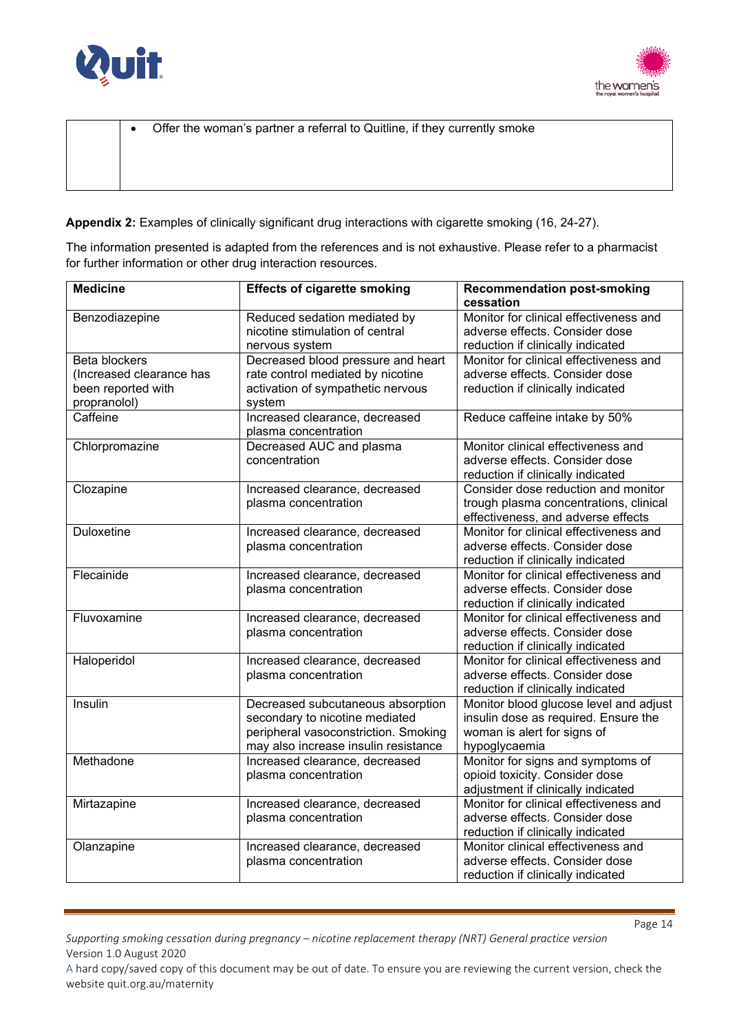|  |  |
|---|---|
|  | - Offer the woman's partner a referral to Quitline, if they currently smoke |

**Appendix 2:** Examples of clinically significant drug interactions with cigarette smoking (16, 24-27).

The information presented is adapted from the references and is not exhaustive. Please refer to a pharmacist for further information or other drug interaction resources.

| Medicine | Effects of cigarette smoking | Recommendation post-smoking cessation |
|---|---|---|
| Benzodiazepine | Reduced sedation mediated by nicotine stimulation of central nervous system | Monitor for clinical effectiveness and adverse effects. Consider dose reduction if clinically indicated |
| Beta blockers (Increased clearance has been reported with propranolol) | Decreased blood pressure and heart rate control mediated by nicotine activation of sympathetic nervous system | Monitor for clinical effectiveness and adverse effects. Consider dose reduction if clinically indicated |
| Caffeine | Increased clearance, decreased plasma concentration | Reduce caffeine intake by 50% |
| Chlorpromazine | Decreased AUC and plasma concentration | Monitor clinical effectiveness and adverse effects. Consider dose reduction if clinically indicated |
| Clozapine | Increased clearance, decreased plasma concentration | Consider dose reduction and monitor trough plasma concentrations, clinical effectiveness, and adverse effects |
| Duloxetine | Increased clearance, decreased plasma concentration | Monitor for clinical effectiveness and adverse effects. Consider dose reduction if clinically indicated |
| Flecainide | Increased clearance, decreased plasma concentration | Monitor for clinical effectiveness and adverse effects. Consider dose reduction if clinically indicated |
| Fluvoxamine | Increased clearance, decreased plasma concentration | Monitor for clinical effectiveness and adverse effects. Consider dose reduction if clinically indicated |
| Haloperidol | Increased clearance, decreased plasma concentration | Monitor for clinical effectiveness and adverse effects. Consider dose reduction if clinically indicated |
| Insulin | Decreased subcutaneous absorption secondary to nicotine mediated peripheral vasoconstriction. Smoking may also increase insulin resistance | Monitor blood glucose level and adjust insulin dose as required. Ensure the woman is alert for signs of hypoglycaemia |
| Methadone | Increased clearance, decreased plasma concentration | Monitor for signs and symptoms of opioid toxicity. Consider dose adjustment if clinically indicated |
| Mirtazapine | Increased clearance, decreased plasma concentration | Monitor for clinical effectiveness and adverse effects. Consider dose reduction if clinically indicated |
| Olanzapine | Increased clearance, decreased plasma concentration | Monitor clinical effectiveness and adverse effects. Consider dose reduction if clinically indicated |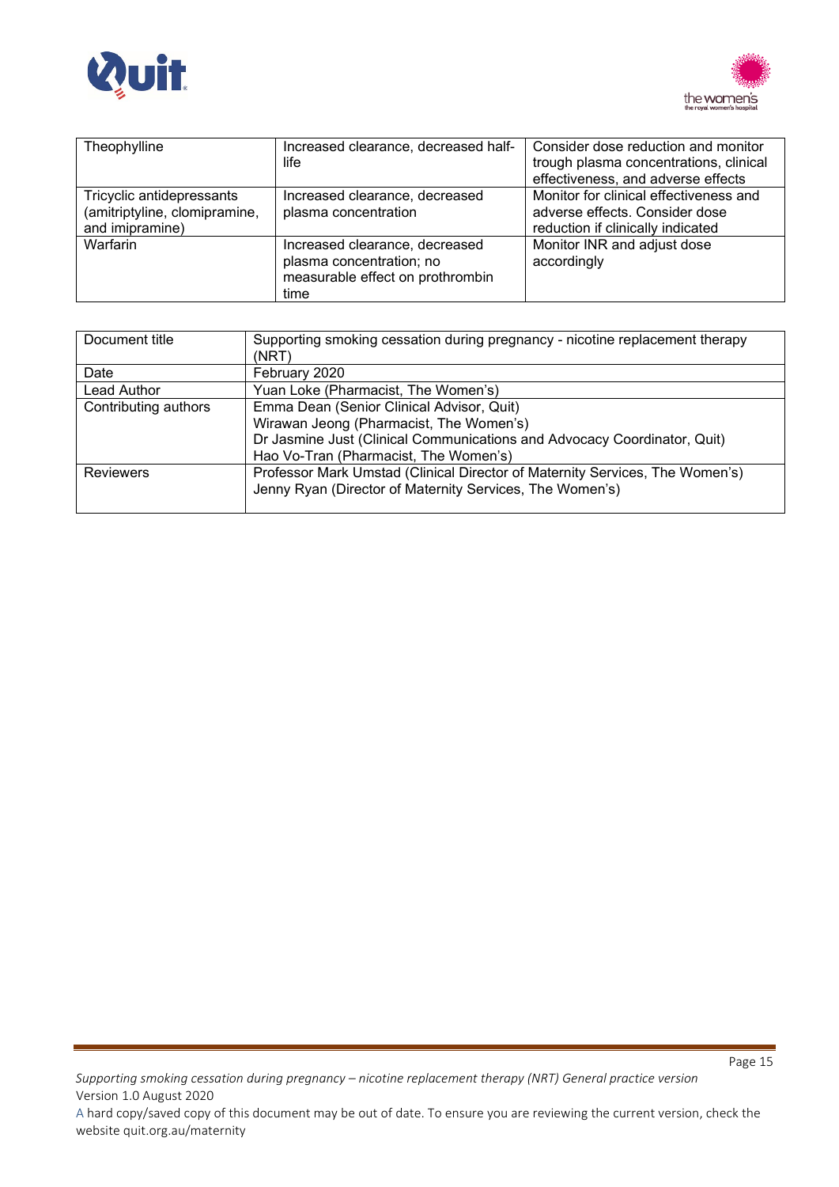| | | |
|---|---|---|
| Theophylline | Increased clearance, decreased half-life | Consider dose reduction and monitor trough plasma concentrations, clinical effectiveness, and adverse effects |
| Tricyclic antidepressants (amitriptyline, clomipramine, and imipramine) | Increased clearance, decreased plasma concentration | Monitor for clinical effectiveness and adverse effects. Consider dose reduction if clinically indicated |
| Warfarin | Increased clearance, decreased plasma concentration; no measurable effect on prothrombin time | Monitor INR and adjust dose accordingly |

| | |
|---|---|
| Document title | Supporting smoking cessation during pregnancy - nicotine replacement therapy (NRT) |
| Date | February 2020 |
| Lead Author | Yuan Loke (Pharmacist, The Women's) |
| Contributing authors | Emma Dean (Senior Clinical Advisor, Quit)<br>Wirawan Jeong (Pharmacist, The Women's)<br>Dr Jasmine Just (Clinical Communications and Advocacy Coordinator, Quit)<br>Hao Vo-Tran (Pharmacist, The Women's) |
| Reviewers | Professor Mark Umstad (Clinical Director of Maternity Services, The Women's)<br>Jenny Ryan (Director of Maternity Services, The Women's) |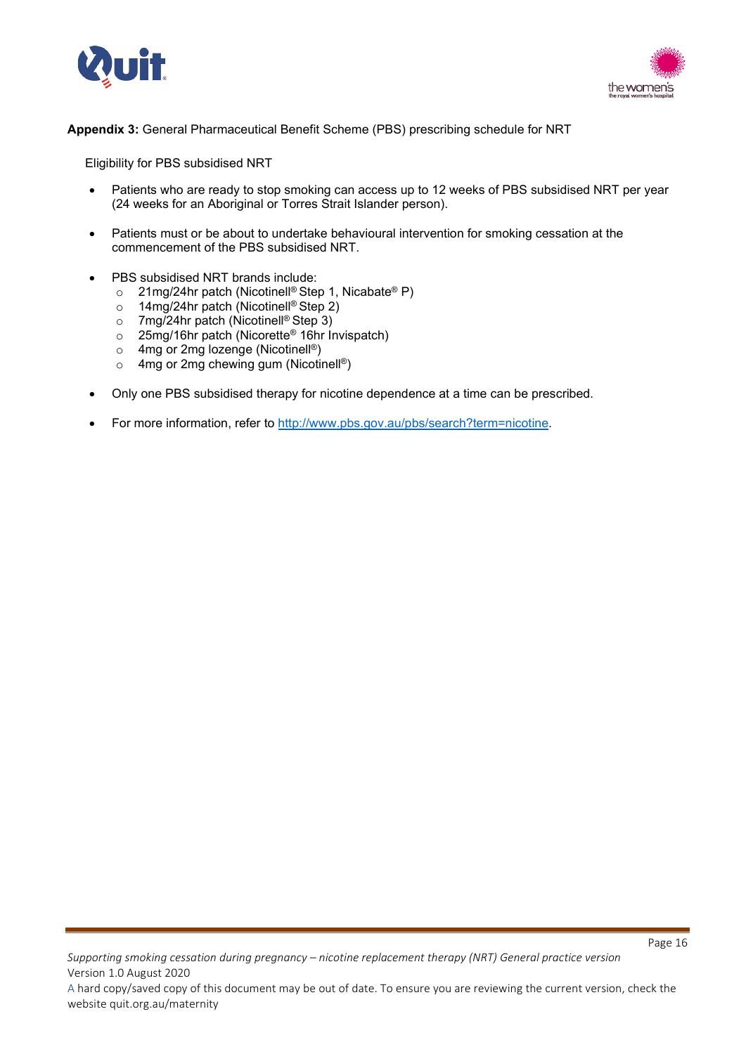**Appendix 3:** General Pharmaceutical Benefit Scheme (PBS) prescribing schedule for NRT

Eligibility for PBS subsidised NRT

- Patients who are ready to stop smoking can access up to 12 weeks of PBS subsidised NRT per year (24 weeks for an Aboriginal or Torres Strait Islander person).

- Patients must or be about to undertake behavioural intervention for smoking cessation at the commencement of the PBS subsidised NRT.

- PBS subsidised NRT brands include:
  - 21mg/24hr patch (Nicotinell® Step 1, Nicabate® P)
  - 14mg/24hr patch (Nicotinell® Step 2)
  - 7mg/24hr patch (Nicotinell® Step 3)
  - 25mg/16hr patch (Nicorette® 16hr Invispatch)
  - 4mg or 2mg lozenge (Nicotinell®)
  - 4mg or 2mg chewing gum (Nicotinell®)

- Only one PBS subsidised therapy for nicotine dependence at a time can be prescribed.

- For more information, refer to http://www.pbs.gov.au/pbs/search?term=nicotine.